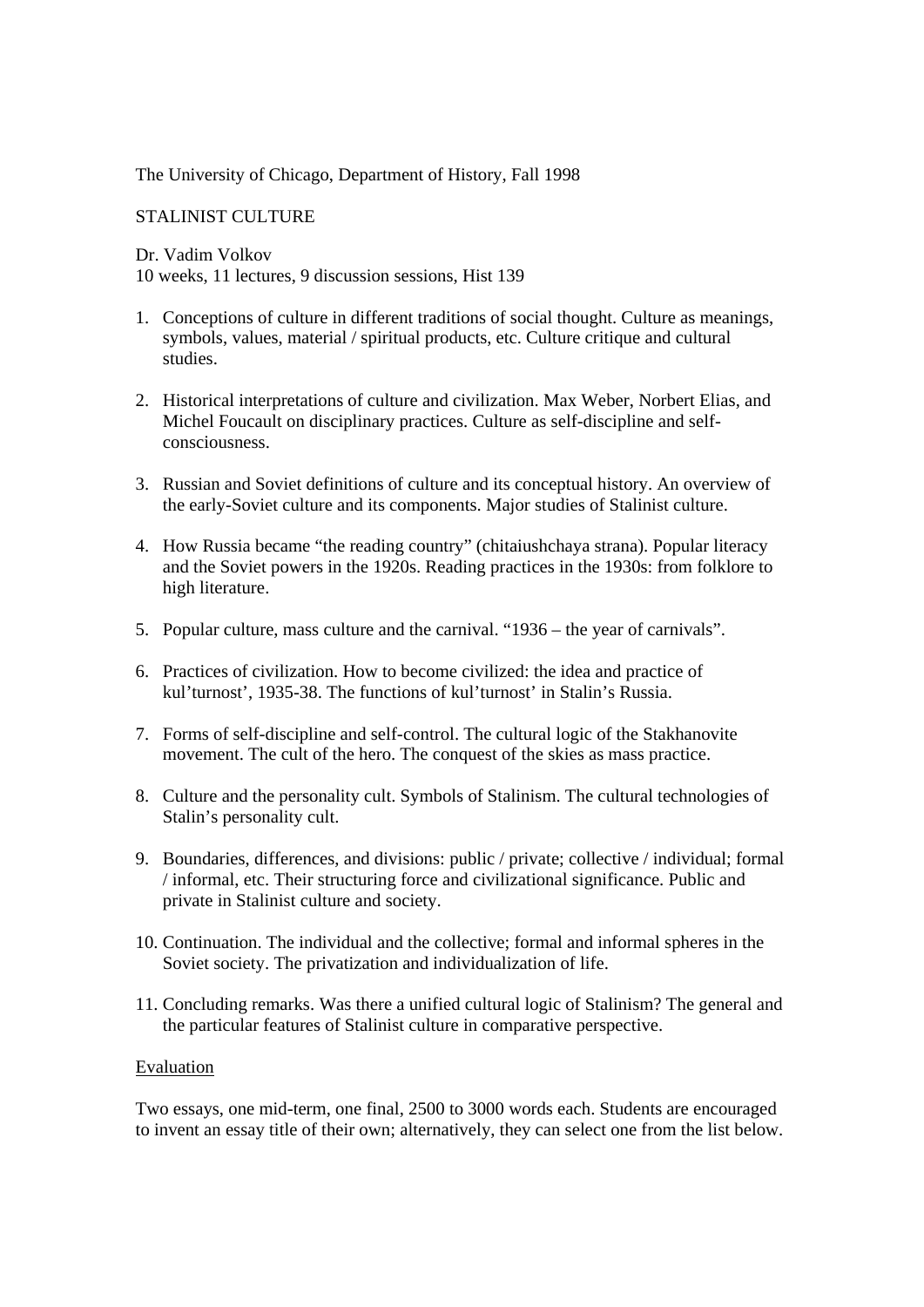The University of Chicago, Department of History, Fall 1998

STALINIST CULTURE

Dr. Vadim Volkov
10 weeks, 11 lectures, 9 discussion sessions, Hist 139

1. Conceptions of culture in different traditions of social thought. Culture as meanings, symbols, values, material / spiritual products, etc. Culture critique and cultural studies.

2. Historical interpretations of culture and civilization. Max Weber, Norbert Elias, and Michel Foucault on disciplinary practices. Culture as self-discipline and self-consciousness.

3. Russian and Soviet definitions of culture and its conceptual history. An overview of the early-Soviet culture and its components. Major studies of Stalinist culture.

4. How Russia became "the reading country" (chitaiushchaya strana). Popular literacy and the Soviet powers in the 1920s. Reading practices in the 1930s: from folklore to high literature.

5. Popular culture, mass culture and the carnival. "1936 – the year of carnivals".

6. Practices of civilization. How to become civilized: the idea and practice of kul'turnost', 1935-38. The functions of kul'turnost' in Stalin's Russia.

7. Forms of self-discipline and self-control. The cultural logic of the Stakhanovite movement. The cult of the hero. The conquest of the skies as mass practice.

8. Culture and the personality cult. Symbols of Stalinism. The cultural technologies of Stalin's personality cult.

9. Boundaries, differences, and divisions: public / private; collective / individual; formal / informal, etc. Their structuring force and civilizational significance. Public and private in Stalinist culture and society.

10. Continuation. The individual and the collective; formal and informal spheres in the Soviet society. The privatization and individualization of life.

11. Concluding remarks. Was there a unified cultural logic of Stalinism? The general and the particular features of Stalinist culture in comparative perspective.

<u>Evaluation</u>

Two essays, one mid-term, one final, 2500 to 3000 words each. Students are encouraged to invent an essay title of their own; alternatively, they can select one from the list below.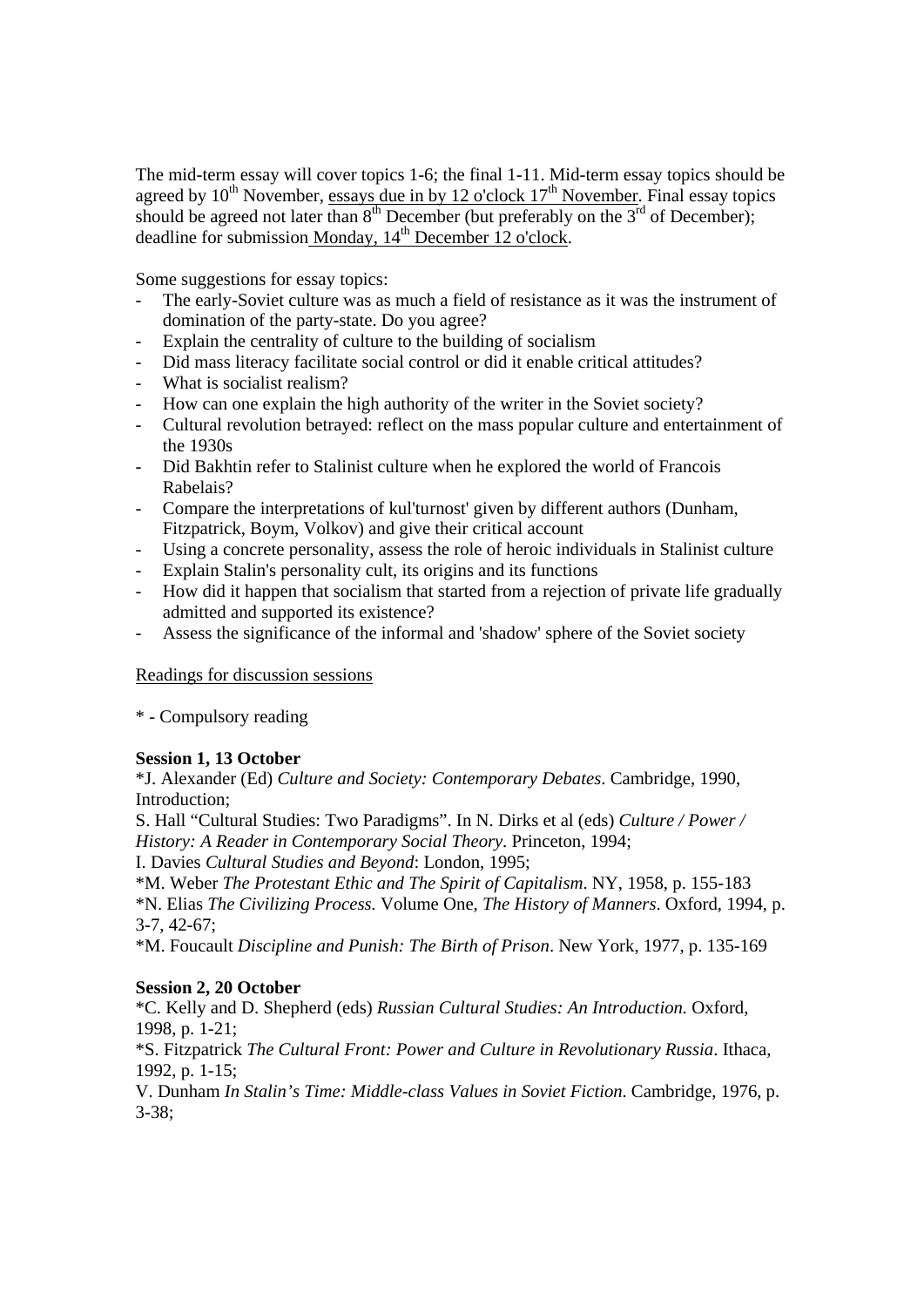The mid-term essay will cover topics 1-6; the final 1-11. Mid-term essay topics should be agreed by 10th November, essays due in by 12 o'clock 17th November. Final essay topics should be agreed not later than 8th December (but preferably on the 3rd of December); deadline for submission Monday, 14th December 12 o'clock.

Some suggestions for essay topics:

- The early-Soviet culture was as much a field of resistance as it was the instrument of domination of the party-state. Do you agree?
- Explain the centrality of culture to the building of socialism
- Did mass literacy facilitate social control or did it enable critical attitudes?
- What is socialist realism?
- How can one explain the high authority of the writer in the Soviet society?
- Cultural revolution betrayed: reflect on the mass popular culture and entertainment of the 1930s
- Did Bakhtin refer to Stalinist culture when he explored the world of Francois Rabelais?
- Compare the interpretations of kul'turnost' given by different authors (Dunham, Fitzpatrick, Boym, Volkov) and give their critical account
- Using a concrete personality, assess the role of heroic individuals in Stalinist culture
- Explain Stalin's personality cult, its origins and its functions
- How did it happen that socialism that started from a rejection of private life gradually admitted and supported its existence?
- Assess the significance of the informal and 'shadow' sphere of the Soviet society

Readings for discussion sessions

* - Compulsory reading

**Session 1, 13 October**

*J. Alexander (Ed) *Culture and Society: Contemporary Debates*. Cambridge, 1990, Introduction;

S. Hall "Cultural Studies: Two Paradigms". In N. Dirks et al (eds) *Culture / Power / History: A Reader in Contemporary Social Theory*. Princeton, 1994;

I. Davies *Cultural Studies and Beyond*: London, 1995;

*M. Weber *The Protestant Ethic and The Spirit of Capitalism*. NY, 1958, p. 155-183

*N. Elias *The Civilizing Process.* Volume One, *The History of Manners*. Oxford, 1994, p. 3-7, 42-67;

*M. Foucault *Discipline and Punish: The Birth of Prison*. New York, 1977, p. 135-169

**Session 2, 20 October**

*C. Kelly and D. Shepherd (eds) *Russian Cultural Studies: An Introduction.* Oxford, 1998, p. 1-21;

*S. Fitzpatrick *The Cultural Front: Power and Culture in Revolutionary Russia*. Ithaca, 1992, p. 1-15;

V. Dunham *In Stalin's Time: Middle-class Values in Soviet Fiction*. Cambridge, 1976, p. 3-38;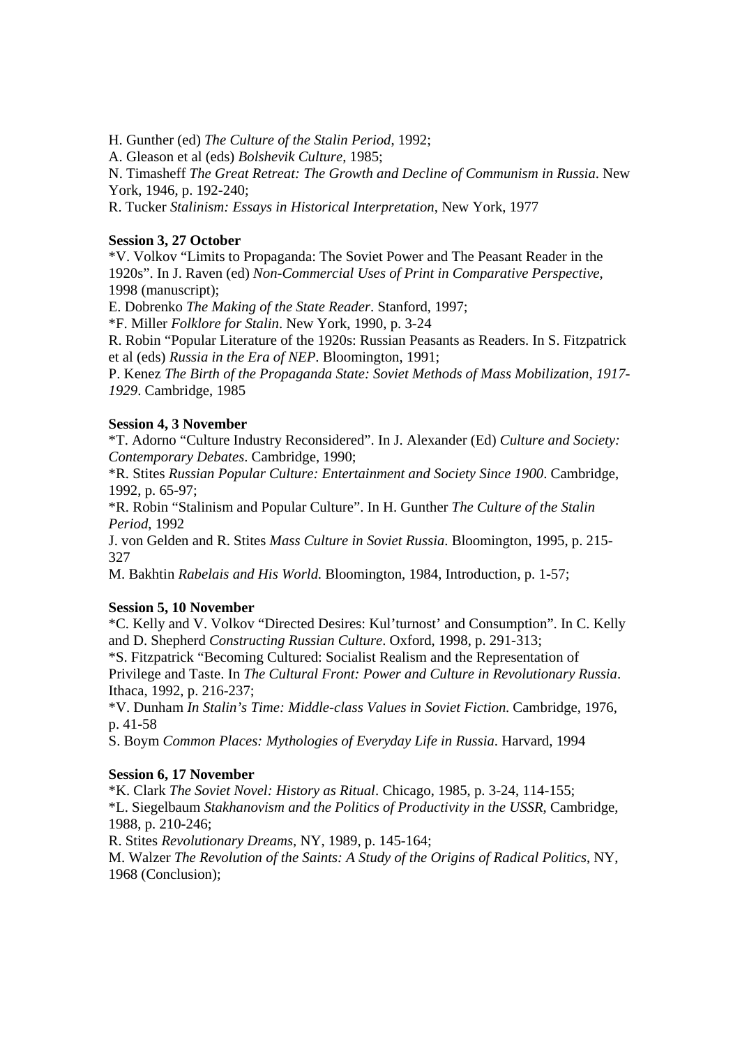H. Gunther (ed) *The Culture of the Stalin Period*, 1992;
A. Gleason et al (eds) *Bolshevik Culture*, 1985;
N. Timasheff *The Great Retreat: The Growth and Decline of Communism in Russia*. New York, 1946, p. 192-240;
R. Tucker *Stalinism: Essays in Historical Interpretation*, New York, 1977

**Session 3, 27 October**
*V. Volkov “Limits to Propaganda: The Soviet Power and The Peasant Reader in the 1920s”. In J. Raven (ed) *Non-Commercial Uses of Print in Comparative Perspective*, 1998 (manuscript);
E. Dobrenko *The Making of the State Reader*. Stanford, 1997;
*F. Miller *Folklore for Stalin*. New York, 1990, p. 3-24
R. Robin “Popular Literature of the 1920s: Russian Peasants as Readers. In S. Fitzpatrick et al (eds) *Russia in the Era of NEP*. Bloomington, 1991;
P. Kenez *The Birth of the Propaganda State: Soviet Methods of Mass Mobilization, 1917-1929*. Cambridge, 1985

**Session 4, 3 November**
*T. Adorno “Culture Industry Reconsidered”. In J. Alexander (Ed) *Culture and Society: Contemporary Debates*. Cambridge, 1990;
*R. Stites *Russian Popular Culture: Entertainment and Society Since 1900*. Cambridge, 1992, p. 65-97;
*R. Robin “Stalinism and Popular Culture”. In H. Gunther *The Culture of the Stalin Period*, 1992
J. von Gelden and R. Stites *Mass Culture in Soviet Russia*. Bloomington, 1995, p. 215-327
M. Bakhtin *Rabelais and His World*. Bloomington, 1984, Introduction, p. 1-57;

**Session 5, 10 November**
*C. Kelly and V. Volkov “Directed Desires: Kul’turnost’ and Consumption”. In C. Kelly and D. Shepherd *Constructing Russian Culture*. Oxford, 1998, p. 291-313;
*S. Fitzpatrick “Becoming Cultured: Socialist Realism and the Representation of Privilege and Taste. In *The Cultural Front: Power and Culture in Revolutionary Russia*. Ithaca, 1992, p. 216-237;
*V. Dunham *In Stalin’s Time: Middle-class Values in Soviet Fiction*. Cambridge, 1976, p. 41-58
S. Boym *Common Places: Mythologies of Everyday Life in Russia*. Harvard, 1994

**Session 6, 17 November**
*K. Clark *The Soviet Novel: History as Ritual*. Chicago, 1985, p. 3-24, 114-155;
*L. Siegelbaum *Stakhanovism and the Politics of Productivity in the USSR*, Cambridge, 1988, p. 210-246;
R. Stites *Revolutionary Dreams*, NY, 1989, p. 145-164;
M. Walzer *The Revolution of the Saints: A Study of the Origins of Radical Politics*, NY, 1968 (Conclusion);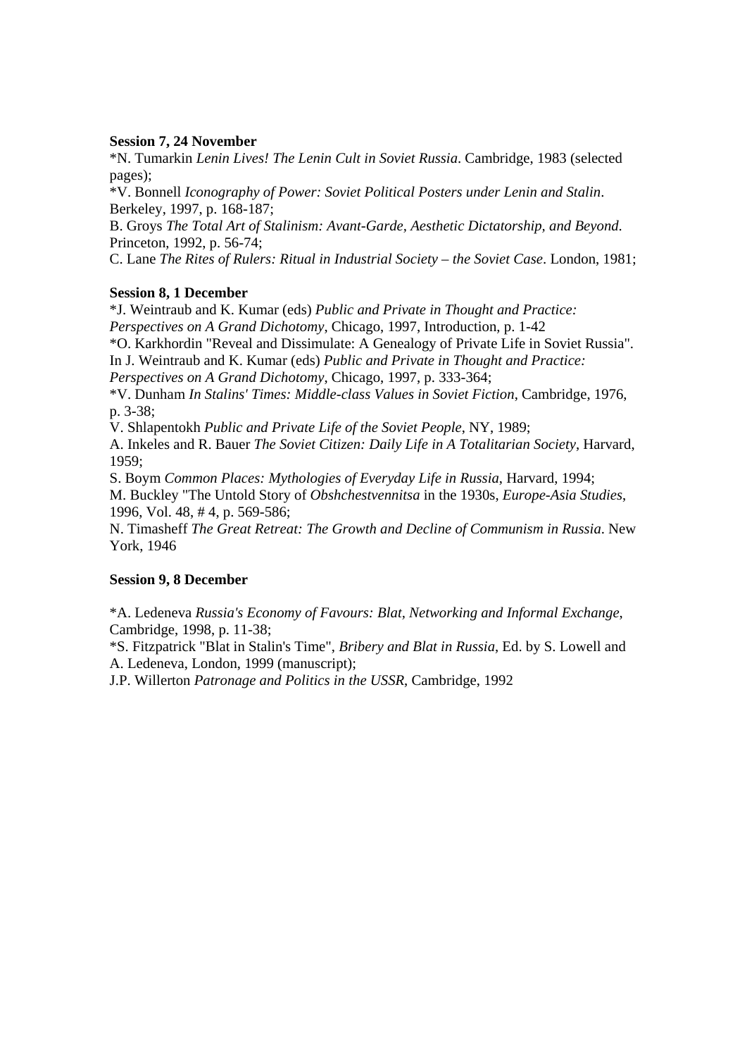**Session 7, 24 November**

*N. Tumarkin *Lenin Lives! The Lenin Cult in Soviet Russia*. Cambridge, 1983 (selected pages);

*V. Bonnell *Iconography of Power: Soviet Political Posters under Lenin and Stalin*. Berkeley, 1997, p. 168-187;

B. Groys *The Total Art of Stalinism: Avant-Garde, Aesthetic Dictatorship, and Beyond*. Princeton, 1992, p. 56-74;

C. Lane *The Rites of Rulers: Ritual in Industrial Society – the Soviet Case*. London, 1981;

**Session 8, 1 December**

*J. Weintraub and K. Kumar (eds) *Public and Private in Thought and Practice: Perspectives on A Grand Dichotomy*, Chicago, 1997, Introduction, p. 1-42

*O. Karkhordin "Reveal and Dissimulate: A Genealogy of Private Life in Soviet Russia". In J. Weintraub and K. Kumar (eds) *Public and Private in Thought and Practice: Perspectives on A Grand Dichotomy*, Chicago, 1997, p. 333-364;

*V. Dunham *In Stalins' Times: Middle-class Values in Soviet Fiction*, Cambridge, 1976, p. 3-38;

V. Shlapentokh *Public and Private Life of the Soviet People*, NY, 1989;

A. Inkeles and R. Bauer *The Soviet Citizen: Daily Life in A Totalitarian Society*, Harvard, 1959;

S. Boym *Common Places: Mythologies of Everyday Life in Russia*, Harvard, 1994;

M. Buckley "The Untold Story of *Obshchestvennitsa* in the 1930s, *Europe-Asia Studies*, 1996, Vol. 48, # 4, p. 569-586;

N. Timasheff *The Great Retreat: The Growth and Decline of Communism in Russia*. New York, 1946

**Session 9, 8 December**

*A. Ledeneva *Russia's Economy of Favours: Blat, Networking and Informal Exchange*, Cambridge, 1998, p. 11-38;

*S. Fitzpatrick "Blat in Stalin's Time", *Bribery and Blat in Russia*, Ed. by S. Lowell and A. Ledeneva, London, 1999 (manuscript);

J.P. Willerton *Patronage and Politics in the USSR*, Cambridge, 1992